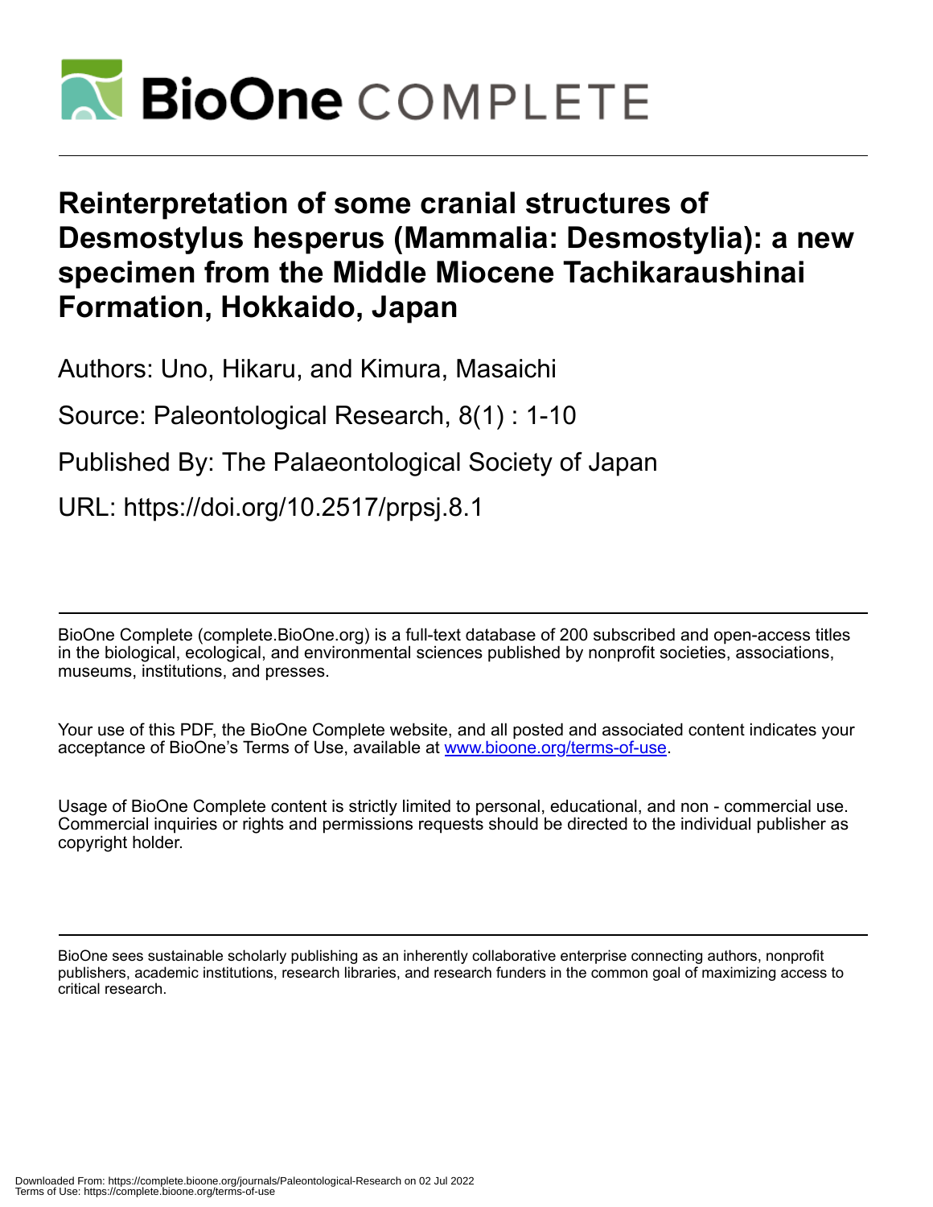# Reinterpretation of some cranial structures of Desmostylus hesperus (Mammalia: Desmostylia): a new specimen from the Middle Miocene Tachikaraushinai Formation, Hokkaido, Japan

Authors: Uno, Hikaru, and Kimura, Masaichi

Source: Paleontological Research, 8(1) : 1-10

Published By: The Palaeontological Society of Japan

URL: https://doi.org/10.2517/prpsj.8.1

---

BioOne Complete (complete.BioOne.org) is a full-text database of 200 subscribed and open-access titles in the biological, ecological, and environmental sciences published by nonprofit societies, associations, museums, institutions, and presses.

Your use of this PDF, the BioOne Complete website, and all posted and associated content indicates your acceptance of BioOne's Terms of Use, available at www.bioone.org/terms-of-use.

Usage of BioOne Complete content is strictly limited to personal, educational, and non - commercial use. Commercial inquiries or rights and permissions requests should be directed to the individual publisher as copyright holder.

---

BioOne sees sustainable scholarly publishing as an inherently collaborative enterprise connecting authors, nonprofit publishers, academic institutions, research libraries, and research funders in the common goal of maximizing access to critical research.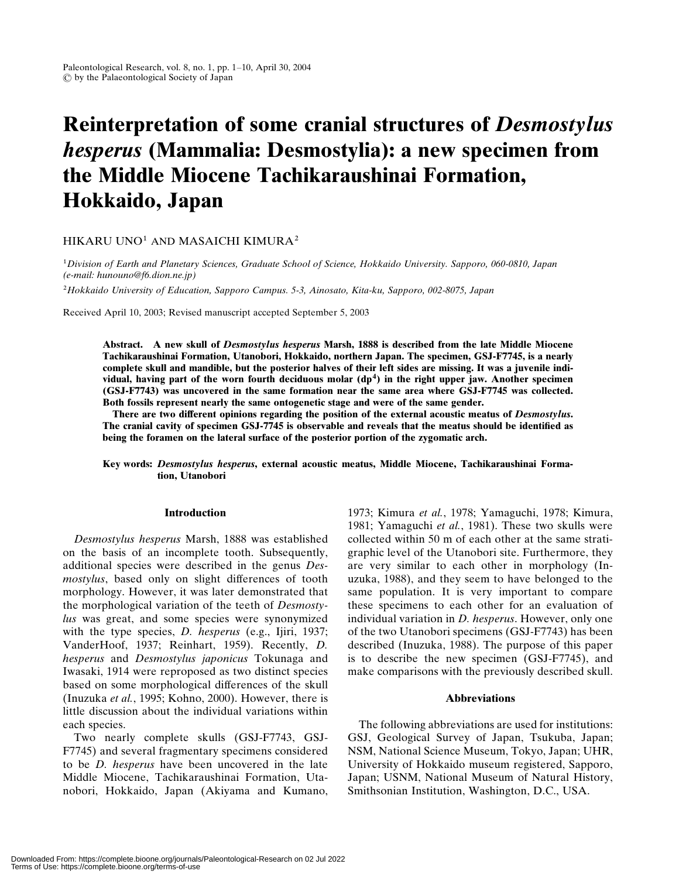# Reinterpretation of some cranial structures of *Desmostylus hesperus* (Mammalia: Desmostylia): a new specimen from the Middle Miocene Tachikaraushinai Formation, Hokkaido, Japan

HIKARU UNO[1] AND MASAICHI KIMURA[2]

[1] *Division of Earth and Planetary Sciences, Graduate School of Science, Hokkaido University. Sapporo, 060-0810, Japan (e-mail: hunouno@f6.dion.ne.jp)*

[2] *Hokkaido University of Education, Sapporo Campus. 5-3, Ainosato, Kita-ku, Sapporo, 002-8075, Japan*

Received April 10, 2003; Revised manuscript accepted September 5, 2003

**Abstract. A new skull of *Desmostylus hesperus* Marsh, 1888 is described from the late Middle Miocene Tachikaraushinai Formation, Utanobori, Hokkaido, northern Japan. The specimen, GSJ-F7745, is a nearly complete skull and mandible, but the posterior halves of their left sides are missing. It was a juvenile individual, having part of the worn fourth deciduous molar ($dp^4$) in the right upper jaw. Another specimen (GSJ-F7743) was uncovered in the same formation near the same area where GSJ-F7745 was collected. Both fossils represent nearly the same ontogenetic stage and were of the same gender.**

**There are two different opinions regarding the position of the external acoustic meatus of *Desmostylus*. The cranial cavity of specimen GSJ-7745 is observable and reveals that the meatus should be identified as being the foramen on the lateral surface of the posterior portion of the zygomatic arch.**

**Key words: *Desmostylus hesperus*, external acoustic meatus, Middle Miocene, Tachikaraushinai Formation, Utanobori**

## Introduction

*Desmostylus hesperus* Marsh, 1888 was established on the basis of an incomplete tooth. Subsequently, additional species were described in the genus *Desmostylus*, based only on slight differences of tooth morphology. However, it was later demonstrated that the morphological variation of the teeth of *Desmostylus* was great, and some species were synonymized with the type species, *D. hesperus* (e.g., Ijiri, 1937; VanderHoof, 1937; Reinhart, 1959). Recently, *D. hesperus* and *Desmostylus japonicus* Tokunaga and Iwasaki, 1914 were reproposed as two distinct species based on some morphological differences of the skull (Inuzuka *et al.*, 1995; Kohno, 2000). However, there is little discussion about the individual variations within each species.

Two nearly complete skulls (GSJ-F7743, GSJ-F7745) and several fragmentary specimens considered to be *D. hesperus* have been uncovered in the late Middle Miocene, Tachikaraushinai Formation, Utanobori, Hokkaido, Japan (Akiyama and Kumano, 1973; Kimura *et al.*, 1978; Yamaguchi, 1978; Kimura, 1981; Yamaguchi *et al.*, 1981). These two skulls were collected within 50 m of each other at the same stratigraphic level of the Utanobori site. Furthermore, they are very similar to each other in morphology (Inuzuka, 1988), and they seem to have belonged to the same population. It is very important to compare these specimens to each other for an evaluation of individual variation in *D. hesperus*. However, only one of the two Utanobori specimens (GSJ-F7743) has been described (Inuzuka, 1988). The purpose of this paper is to describe the new specimen (GSJ-F7745), and make comparisons with the previously described skull.

## Abbreviations

The following abbreviations are used for institutions: GSJ, Geological Survey of Japan, Tsukuba, Japan; NSM, National Science Museum, Tokyo, Japan; UHR, University of Hokkaido museum registered, Sapporo, Japan; USNM, National Museum of Natural History, Smithsonian Institution, Washington, D.C., USA.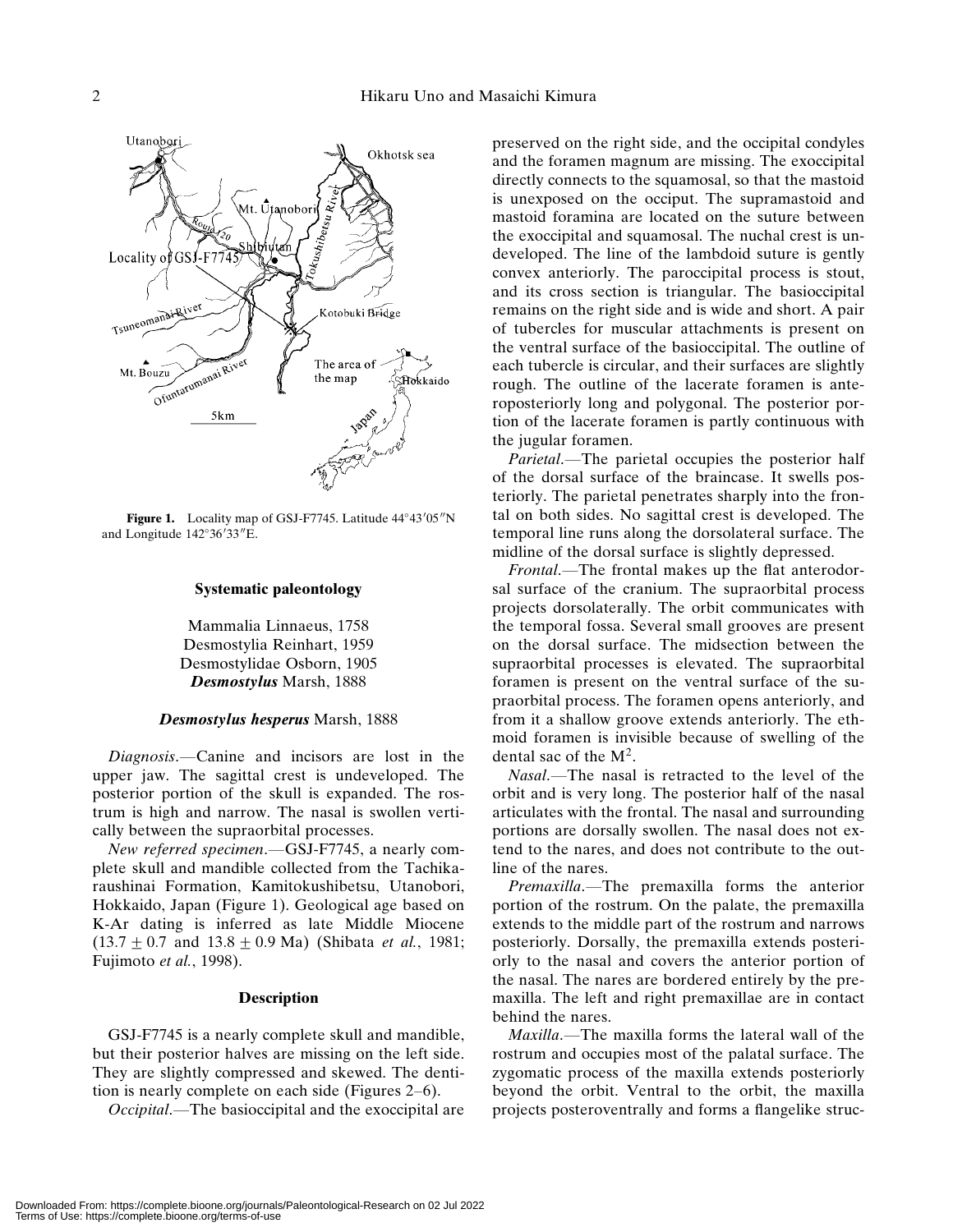Figure 1. Locality map of GSJ-F7745. Latitude 44°43′05″N and Longitude 142°36′33″E.

## Systematic paleontology

Mammalia Linnaeus, 1758

Desmostylia Reinhart, 1959

Desmostylidae Osborn, 1905

***Desmostylus*** Marsh, 1888

### ***Desmostylus hesperus*** Marsh, 1888

*Diagnosis*.—Canine and incisors are lost in the upper jaw. The sagittal crest is undeveloped. The posterior portion of the skull is expanded. The rostrum is high and narrow. The nasal is swollen vertically between the supraorbital processes.

*New referred specimen*.—GSJ-F7745, a nearly complete skull and mandible collected from the Tachikaraushinai Formation, Kamitokushibetsu, Utanobori, Hokkaido, Japan (Figure 1). Geological age based on K-Ar dating is inferred as late Middle Miocene ($13.7 \pm 0.7$ and $13.8 \pm 0.9$ Ma) (Shibata *et al.*, 1981; Fujimoto *et al.*, 1998).

## Description

GSJ-F7745 is a nearly complete skull and mandible, but their posterior halves are missing on the left side. They are slightly compressed and skewed. The dentition is nearly complete on each side (Figures 2–6).

*Occipital*.—The basioccipital and the exoccipital are preserved on the right side, and the occipital condyles and the foramen magnum are missing. The exoccipital directly connects to the squamosal, so that the mastoid is unexposed on the occiput. The supramastoid and mastoid foramina are located on the suture between the exoccipital and squamosal. The nuchal crest is undeveloped. The line of the lambdoid suture is gently convex anteriorly. The paroccipital process is stout, and its cross section is triangular. The basioccipital remains on the right side and is wide and short. A pair of tubercles for muscular attachments is present on the ventral surface of the basioccipital. The outline of each tubercle is circular, and their surfaces are slightly rough. The outline of the lacerate foramen is anteroposteriorly long and polygonal. The posterior portion of the lacerate foramen is partly continuous with the jugular foramen.

*Parietal*.—The parietal occupies the posterior half of the dorsal surface of the braincase. It swells posteriorly. The parietal penetrates sharply into the frontal on both sides. No sagittal crest is developed. The temporal line runs along the dorsolateral surface. The midline of the dorsal surface is slightly depressed.

*Frontal*.—The frontal makes up the flat anterodorsal surface of the cranium. The supraorbital process projects dorsolaterally. The orbit communicates with the temporal fossa. Several small grooves are present on the dorsal surface. The midsection between the supraorbital processes is elevated. The supraorbital foramen is present on the ventral surface of the supraorbital process. The foramen opens anteriorly, and from it a shallow groove extends anteriorly. The ethmoid foramen is invisible because of swelling of the dental sac of the $M^2$.

*Nasal*.—The nasal is retracted to the level of the orbit and is very long. The posterior half of the nasal articulates with the frontal. The nasal and surrounding portions are dorsally swollen. The nasal does not extend to the nares, and does not contribute to the outline of the nares.

*Premaxilla*.—The premaxilla forms the anterior portion of the rostrum. On the palate, the premaxilla extends to the middle part of the rostrum and narrows posteriorly. Dorsally, the premaxilla extends posteriorly to the nasal and covers the anterior portion of the nasal. The nares are bordered entirely by the premaxilla. The left and right premaxillae are in contact behind the nares.

*Maxilla*.—The maxilla forms the lateral wall of the rostrum and occupies most of the palatal surface. The zygomatic process of the maxilla extends posteriorly beyond the orbit. Ventral to the orbit, the maxilla projects posteroventrally and forms a flangelike struc-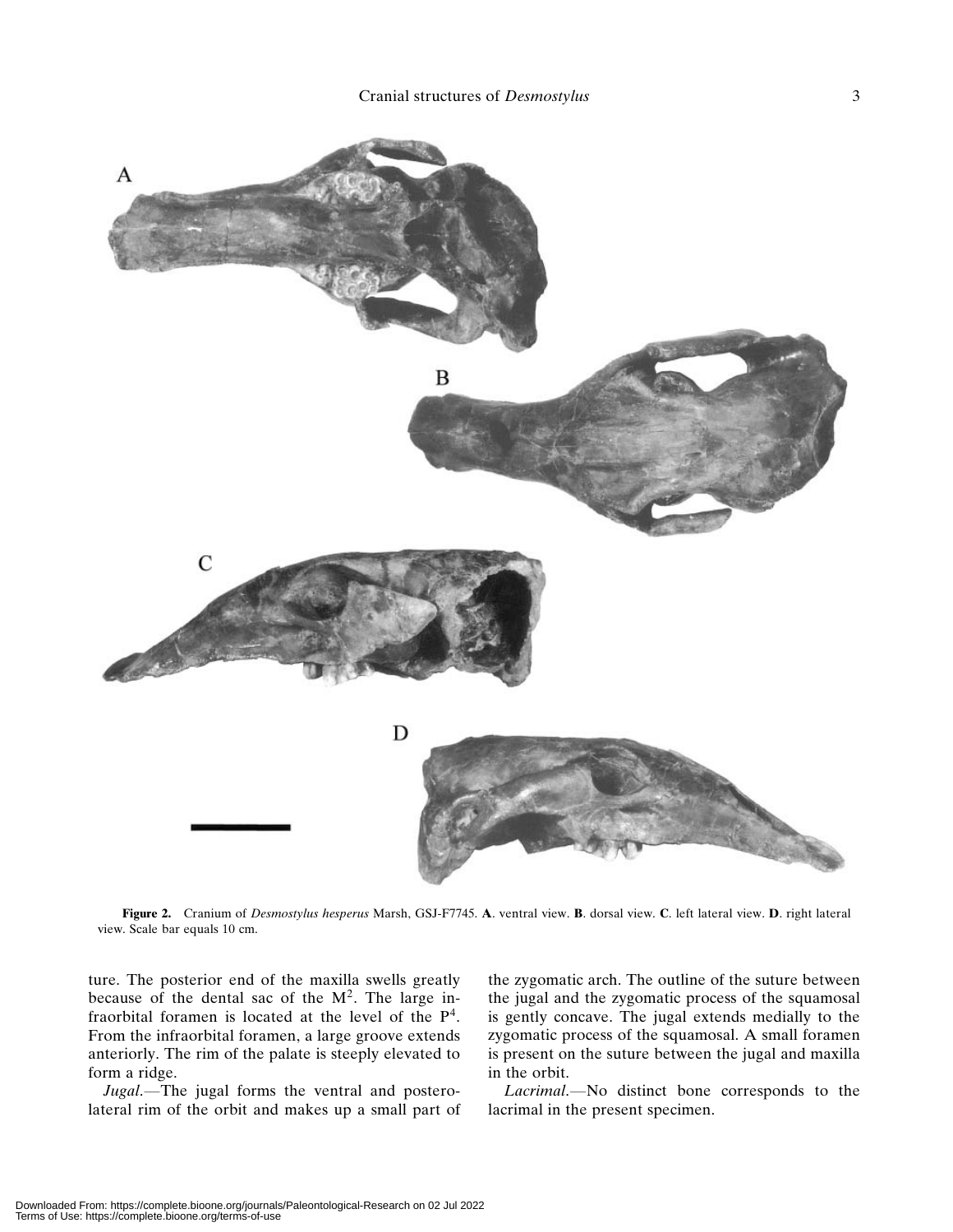**Figure 2.** Cranium of *Desmostylus hesperus* Marsh, GSJ-F7745. **A**. ventral view. **B**. dorsal view. **C**. left lateral view. **D**. right lateral view. Scale bar equals 10 cm.

ture. The posterior end of the maxilla swells greatly because of the dental sac of the $M^2$. The large infraorbital foramen is located at the level of the $P^4$. From the infraorbital foramen, a large groove extends anteriorly. The rim of the palate is steeply elevated to form a ridge.

*Jugal*.—The jugal forms the ventral and posterolateral rim of the orbit and makes up a small part of the zygomatic arch. The outline of the suture between the jugal and the zygomatic process of the squamosal is gently concave. The jugal extends medially to the zygomatic process of the squamosal. A small foramen is present on the suture between the jugal and maxilla in the orbit.

*Lacrimal*.—No distinct bone corresponds to the lacrimal in the present specimen.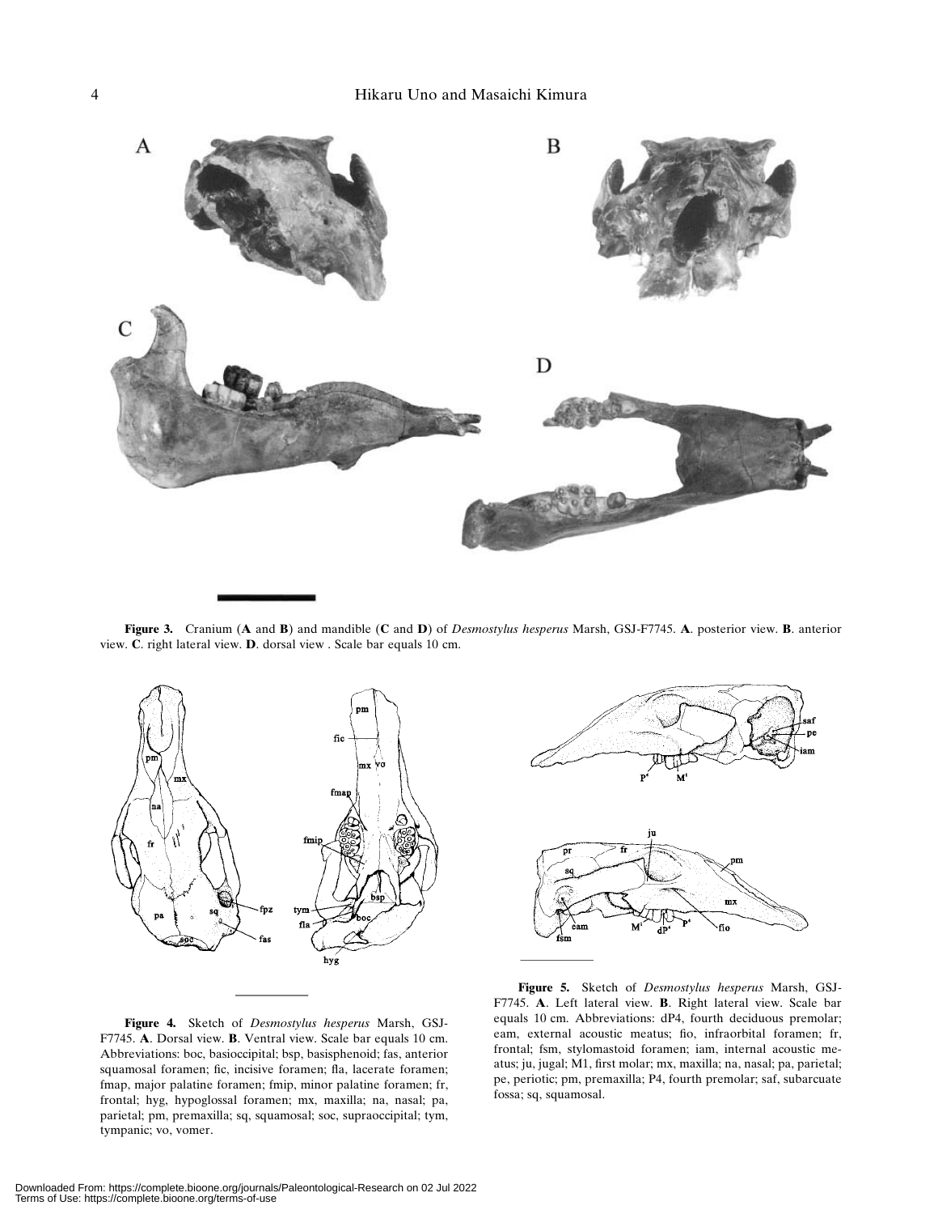**Figure 3.** Cranium (**A** and **B**) and mandible (**C** and **D**) of *Desmostylus hesperus* Marsh, GSJ-F7745. **A**. posterior view. **B**. anterior view. **C**. right lateral view. **D**. dorsal view . Scale bar equals 10 cm.

**Figure 4.** Sketch of *Desmostylus hesperus* Marsh, GSJ-F7745. **A**. Dorsal view. **B**. Ventral view. Scale bar equals 10 cm. Abbreviations: boc, basioccipital; bsp, basisphenoid; fas, anterior squamosal foramen; fic, incisive foramen; fla, lacerate foramen; fmap, major palatine foramen; fmip, minor palatine foramen; fr, frontal; hyg, hypoglossal foramen; mx, maxilla; na, nasal; pa, parietal; pm, premaxilla; sq, squamosal; soc, supraoccipital; tym, tympanic; vo, vomer.

**Figure 5.** Sketch of *Desmostylus hesperus* Marsh, GSJ-F7745. **A**. Left lateral view. **B**. Right lateral view. Scale bar equals 10 cm. Abbreviations: dP4, fourth deciduous premolar; eam, external acoustic meatus; fio, infraorbital foramen; fr, frontal; fsm, stylomastoid foramen; iam, internal acoustic meatus; ju, jugal; M1, first molar; mx, maxilla; na, nasal; pa, parietal; pe, periotic; pm, premaxilla; P4, fourth premolar; saf, subarcuate fossa; sq, squamosal.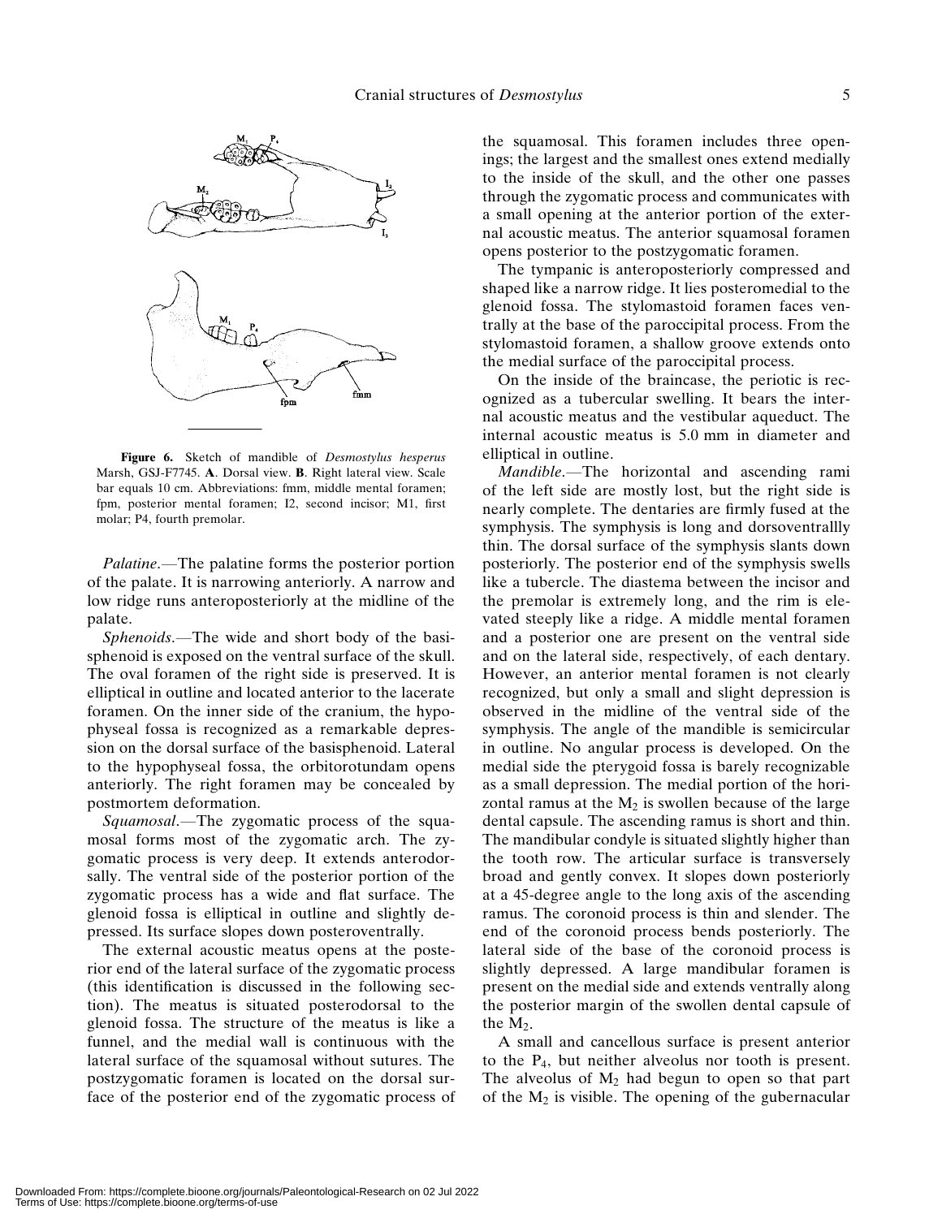Figure 6. Sketch of mandible of *Desmostylus hesperus* Marsh, GSJ-F7745. **A**. Dorsal view. **B**. Right lateral view. Scale bar equals 10 cm. Abbreviations: fmm, middle mental foramen; fpm, posterior mental foramen; I2, second incisor; M1, first molar; P4, fourth premolar.

*Palatine*.—The palatine forms the posterior portion of the palate. It is narrowing anteriorly. A narrow and low ridge runs anteroposteriorly at the midline of the palate.

*Sphenoids*.—The wide and short body of the basisphenoid is exposed on the ventral surface of the skull. The oval foramen of the right side is preserved. It is elliptical in outline and located anterior to the lacerate foramen. On the inner side of the cranium, the hypophyseal fossa is recognized as a remarkable depression on the dorsal surface of the basisphenoid. Lateral to the hypophyseal fossa, the orbitorotundam opens anteriorly. The right foramen may be concealed by postmortem deformation.

*Squamosal*.—The zygomatic process of the squamosal forms most of the zygomatic arch. The zygomatic process is very deep. It extends anterodorsally. The ventral side of the posterior portion of the zygomatic process has a wide and flat surface. The glenoid fossa is elliptical in outline and slightly depressed. Its surface slopes down posteroventrally.

The external acoustic meatus opens at the posterior end of the lateral surface of the zygomatic process (this identification is discussed in the following section). The meatus is situated posterodorsal to the glenoid fossa. The structure of the meatus is like a funnel, and the medial wall is continuous with the lateral surface of the squamosal without sutures. The postzygomatic foramen is located on the dorsal surface of the posterior end of the zygomatic process of the squamosal. This foramen includes three openings; the largest and the smallest ones extend medially to the inside of the skull, and the other one passes through the zygomatic process and communicates with a small opening at the anterior portion of the external acoustic meatus. The anterior squamosal foramen opens posterior to the postzygomatic foramen.

The tympanic is anteroposteriorly compressed and shaped like a narrow ridge. It lies posteromedial to the glenoid fossa. The stylomastoid foramen faces ventrally at the base of the paroccipital process. From the stylomastoid foramen, a shallow groove extends onto the medial surface of the paroccipital process.

On the inside of the braincase, the periotic is recognized as a tubercular swelling. It bears the internal acoustic meatus and the vestibular aqueduct. The internal acoustic meatus is 5.0 mm in diameter and elliptical in outline.

*Mandible*.—The horizontal and ascending rami of the left side are mostly lost, but the right side is nearly complete. The dentaries are firmly fused at the symphysis. The symphysis is long and dorsoventrallly thin. The dorsal surface of the symphysis slants down posteriorly. The posterior end of the symphysis swells like a tubercle. The diastema between the incisor and the premolar is extremely long, and the rim is elevated steeply like a ridge. A middle mental foramen and a posterior one are present on the ventral side and on the lateral side, respectively, of each dentary. However, an anterior mental foramen is not clearly recognized, but only a small and slight depression is observed in the midline of the ventral side of the symphysis. The angle of the mandible is semicircular in outline. No angular process is developed. On the medial side the pterygoid fossa is barely recognizable as a small depression. The medial portion of the horizontal ramus at the $M_2$ is swollen because of the large dental capsule. The ascending ramus is short and thin. The mandibular condyle is situated slightly higher than the tooth row. The articular surface is transversely broad and gently convex. It slopes down posteriorly at a 45-degree angle to the long axis of the ascending ramus. The coronoid process is thin and slender. The end of the coronoid process bends posteriorly. The lateral side of the base of the coronoid process is slightly depressed. A large mandibular foramen is present on the medial side and extends ventrally along the posterior margin of the swollen dental capsule of the $M_2$.

A small and cancellous surface is present anterior to the $P_4$, but neither alveolus nor tooth is present. The alveolus of $M_2$ had begun to open so that part of the $M_2$ is visible. The opening of the gubernacular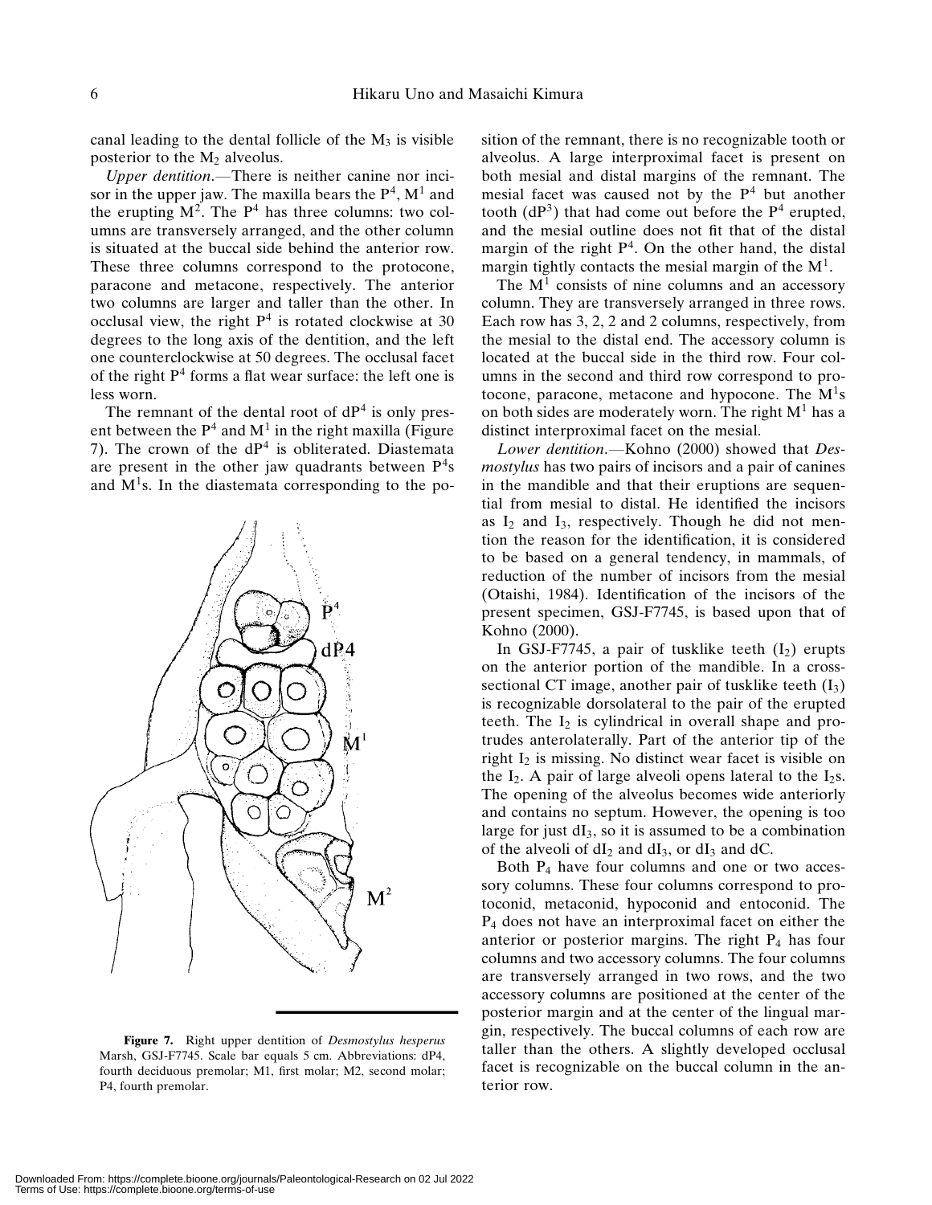canal leading to the dental follicle of the $M_3$ is visible posterior to the $M_2$ alveolus.

*Upper dentition*.—There is neither canine nor incisor in the upper jaw. The maxilla bears the $P^4$, $M^1$ and the erupting $M^2$. The $P^4$ has three columns: two columns are transversely arranged, and the other column is situated at the buccal side behind the anterior row. These three columns correspond to the protocone, paracone and metacone, respectively. The anterior two columns are larger and taller than the other. In occlusal view, the right $P^4$ is rotated clockwise at 30 degrees to the long axis of the dentition, and the left one counterclockwise at 50 degrees. The occlusal facet of the right $P^4$ forms a flat wear surface: the left one is less worn.

The remnant of the dental root of $dP^4$ is only present between the $P^4$ and $M^1$ in the right maxilla (Figure 7). The crown of the $dP^4$ is obliterated. Diastemata are present in the other jaw quadrants between $P^4$s and $M^1$s. In the diastemata corresponding to the position of the remnant, there is no recognizable tooth or alveolus. A large interproximal facet is present on both mesial and distal margins of the remnant. The mesial facet was caused not by the $P^4$ but another tooth ($dP^3$) that had come out before the $P^4$ erupted, and the mesial outline does not fit that of the distal margin of the right $P^4$. On the other hand, the distal margin tightly contacts the mesial margin of the $M^1$.

**Figure 7.** Right upper dentition of *Desmostylus hesperus* Marsh, GSJ-F7745. Scale bar equals 5 cm. Abbreviations: dP4, fourth deciduous premolar; M1, first molar; M2, second molar; P4, fourth premolar.

The $M^1$ consists of nine columns and an accessory column. They are transversely arranged in three rows. Each row has 3, 2, 2 and 2 columns, respectively, from the mesial to the distal end. The accessory column is located at the buccal side in the third row. Four columns in the second and third row correspond to protocone, paracone, metacone and hypocone. The $M^1$s on both sides are moderately worn. The right $M^1$ has a distinct interproximal facet on the mesial.

*Lower dentition*.—Kohno (2000) showed that *Desmostylus* has two pairs of incisors and a pair of canines in the mandible and that their eruptions are sequential from mesial to distal. He identified the incisors as $I_2$ and $I_3$, respectively. Though he did not mention the reason for the identification, it is considered to be based on a general tendency, in mammals, of reduction of the number of incisors from the mesial (Otaishi, 1984). Identification of the incisors of the present specimen, GSJ-F7745, is based upon that of Kohno (2000).

In GSJ-F7745, a pair of tusklike teeth ($I_2$) erupts on the anterior portion of the mandible. In a cross-sectional CT image, another pair of tusklike teeth ($I_3$) is recognizable dorsolateral to the pair of the erupted teeth. The $I_2$ is cylindrical in overall shape and protrudes anterolaterally. Part of the anterior tip of the right $I_2$ is missing. No distinct wear facet is visible on the $I_2$. A pair of large alveoli opens lateral to the $I_2$s. The opening of the alveolus becomes wide anteriorly and contains no septum. However, the opening is too large for just $dI_3$, so it is assumed to be a combination of the alveoli of $dI_2$ and $dI_3$, or $dI_3$ and dC.

Both $P_4$ have four columns and one or two accessory columns. These four columns correspond to protoconid, metaconid, hypoconid and entoconid. The $P_4$ does not have an interproximal facet on either the anterior or posterior margins. The right $P_4$ has four columns and two accessory columns. The four columns are transversely arranged in two rows, and the two accessory columns are positioned at the center of the posterior margin and at the center of the lingual margin, respectively. The buccal columns of each row are taller than the others. A slightly developed occlusal facet is recognizable on the buccal column in the anterior row.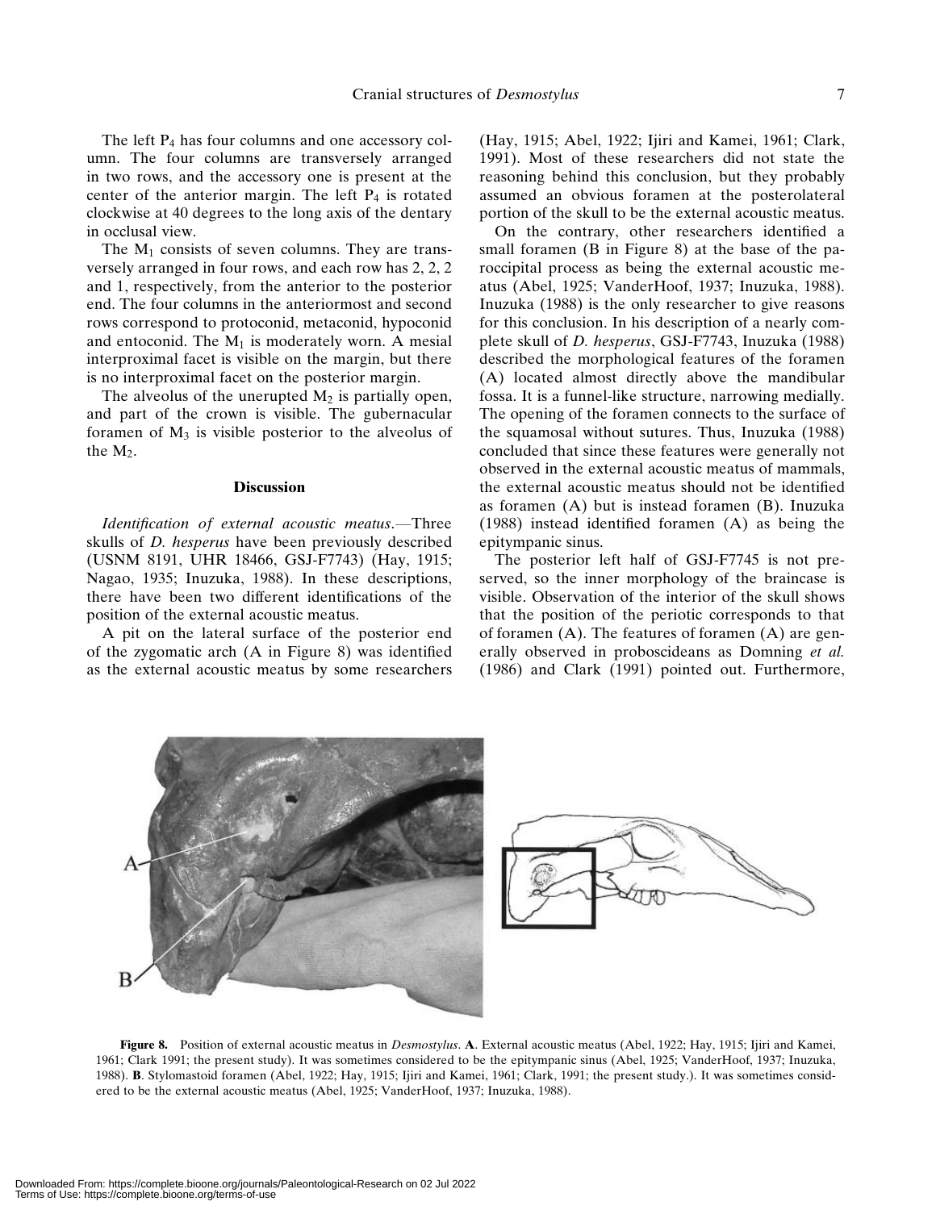The left $P_4$ has four columns and one accessory column. The four columns are transversely arranged in two rows, and the accessory one is present at the center of the anterior margin. The left $P_4$ is rotated clockwise at 40 degrees to the long axis of the dentary in occlusal view.

The $M_1$ consists of seven columns. They are transversely arranged in four rows, and each row has 2, 2, 2 and 1, respectively, from the anterior to the posterior end. The four columns in the anteriormost and second rows correspond to protoconid, metaconid, hypoconid and entoconid. The $M_1$ is moderately worn. A mesial interproximal facet is visible on the margin, but there is no interproximal facet on the posterior margin.

The alveolus of the unerupted $M_2$ is partially open, and part of the crown is visible. The gubernacular foramen of $M_3$ is visible posterior to the alveolus of the $M_2$.

## Discussion

*Identification of external acoustic meatus*.—Three skulls of *D. hesperus* have been previously described (USNM 8191, UHR 18466, GSJ-F7743) (Hay, 1915; Nagao, 1935; Inuzuka, 1988). In these descriptions, there have been two different identifications of the position of the external acoustic meatus.

A pit on the lateral surface of the posterior end of the zygomatic arch (A in Figure 8) was identified as the external acoustic meatus by some researchers (Hay, 1915; Abel, 1922; Ijiri and Kamei, 1961; Clark, 1991). Most of these researchers did not state the reasoning behind this conclusion, but they probably assumed an obvious foramen at the posterolateral portion of the skull to be the external acoustic meatus.

On the contrary, other researchers identified a small foramen (B in Figure 8) at the base of the paroccipital process as being the external acoustic meatus (Abel, 1925; VanderHoof, 1937; Inuzuka, 1988). Inuzuka (1988) is the only researcher to give reasons for this conclusion. In his description of a nearly complete skull of *D. hesperus*, GSJ-F7743, Inuzuka (1988) described the morphological features of the foramen (A) located almost directly above the mandibular fossa. It is a funnel-like structure, narrowing medially. The opening of the foramen connects to the surface of the squamosal without sutures. Thus, Inuzuka (1988) concluded that since these features were generally not observed in the external acoustic meatus of mammals, the external acoustic meatus should not be identified as foramen (A) but is instead foramen (B). Inuzuka (1988) instead identified foramen (A) as being the epitympanic sinus.

The posterior left half of GSJ-F7745 is not preserved, so the inner morphology of the braincase is visible. Observation of the interior of the skull shows that the position of the periotic corresponds to that of foramen (A). The features of foramen (A) are generally observed in proboscideans as Domning *et al.* (1986) and Clark (1991) pointed out. Furthermore,

**Figure 8.** Position of external acoustic meatus in *Desmostylus*. **A**. External acoustic meatus (Abel, 1922; Hay, 1915; Ijiri and Kamei, 1961; Clark 1991; the present study). It was sometimes considered to be the epitympanic sinus (Abel, 1925; VanderHoof, 1937; Inuzuka, 1988). **B**. Stylomastoid foramen (Abel, 1922; Hay, 1915; Ijiri and Kamei, 1961; Clark, 1991; the present study.). It was sometimes considered to be the external acoustic meatus (Abel, 1925; VanderHoof, 1937; Inuzuka, 1988).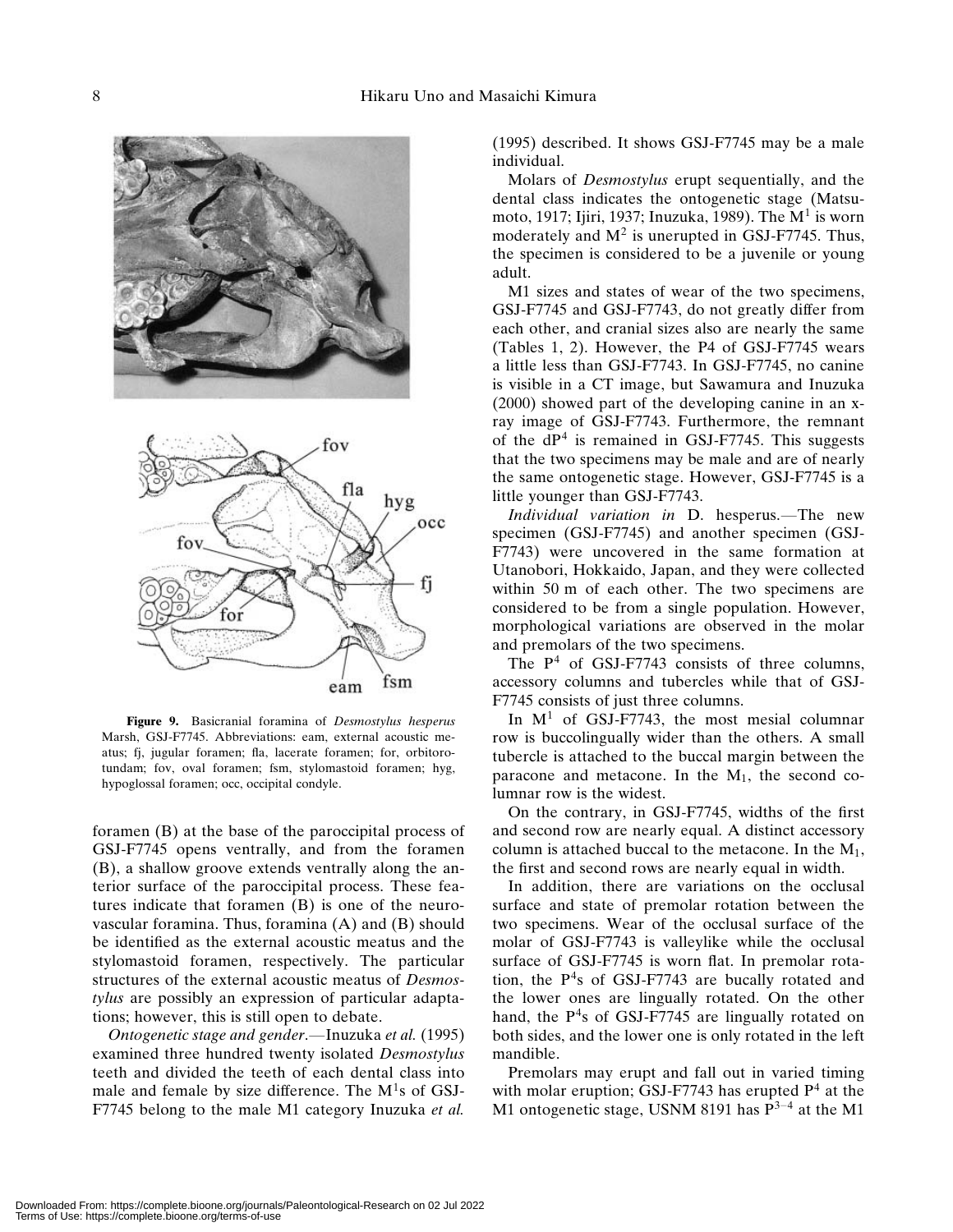**Figure 9.** Basicranial foramina of *Desmostylus hesperus* Marsh, GSJ-F7745. Abbreviations: eam, external acoustic meatus; fj, jugular foramen; fla, lacerate foramen; for, orbitorotundam; fov, oval foramen; fsm, stylomastoid foramen; hyg, hypoglossal foramen; occ, occipital condyle.

foramen (B) at the base of the paroccipital process of GSJ-F7745 opens ventrally, and from the foramen (B), a shallow groove extends ventrally along the anterior surface of the paroccipital process. These features indicate that foramen (B) is one of the neurovascular foramina. Thus, foramina (A) and (B) should be identified as the external acoustic meatus and the stylomastoid foramen, respectively. The particular structures of the external acoustic meatus of *Desmostylus* are possibly an expression of particular adaptations; however, this is still open to debate.

*Ontogenetic stage and gender*.—Inuzuka *et al.* (1995) examined three hundred twenty isolated *Desmostylus* teeth and divided the teeth of each dental class into male and female by size difference. The $M^1$s of GSJ-F7745 belong to the male M1 category Inuzuka *et al.* (1995) described. It shows GSJ-F7745 may be a male individual.

Molars of *Desmostylus* erupt sequentially, and the dental class indicates the ontogenetic stage (Matsumoto, 1917; Ijiri, 1937; Inuzuka, 1989). The $M^1$ is worn moderately and $M^2$ is unerupted in GSJ-F7745. Thus, the specimen is considered to be a juvenile or young adult.

M1 sizes and states of wear of the two specimens, GSJ-F7745 and GSJ-F7743, do not greatly differ from each other, and cranial sizes also are nearly the same (Tables 1, 2). However, the P4 of GSJ-F7745 wears a little less than GSJ-F7743. In GSJ-F7745, no canine is visible in a CT image, but Sawamura and Inuzuka (2000) showed part of the developing canine in an x-ray image of GSJ-F7743. Furthermore, the remnant of the $dP^4$ is remained in GSJ-F7745. This suggests that the two specimens may be male and are of nearly the same ontogenetic stage. However, GSJ-F7745 is a little younger than GSJ-F7743.

*Individual variation in* D. hesperus.—The new specimen (GSJ-F7745) and another specimen (GSJ-F7743) were uncovered in the same formation at Utanobori, Hokkaido, Japan, and they were collected within 50 m of each other. The two specimens are considered to be from a single population. However, morphological variations are observed in the molar and premolars of the two specimens.

The $P^4$ of GSJ-F7743 consists of three columns, accessory columns and tubercles while that of GSJ-F7745 consists of just three columns.

In $M^1$ of GSJ-F7743, the most mesial columnar row is buccolingually wider than the others. A small tubercle is attached to the buccal margin between the paracone and metacone. In the $M_1$, the second columnar row is the widest.

On the contrary, in GSJ-F7745, widths of the first and second row are nearly equal. A distinct accessory column is attached buccal to the metacone. In the $M_1$, the first and second rows are nearly equal in width.

In addition, there are variations on the occlusal surface and state of premolar rotation between the two specimens. Wear of the occlusal surface of the molar of GSJ-F7743 is valleylike while the occlusal surface of GSJ-F7745 is worn flat. In premolar rotation, the $P^4$s of GSJ-F7743 are bucally rotated and the lower ones are lingually rotated. On the other hand, the $P^4$s of GSJ-F7745 are lingually rotated on both sides, and the lower one is only rotated in the left mandible.

Premolars may erupt and fall out in varied timing with molar eruption; GSJ-F7743 has erupted $P^4$ at the M1 ontogenetic stage, USNM 8191 has $P^{3-4}$ at the M1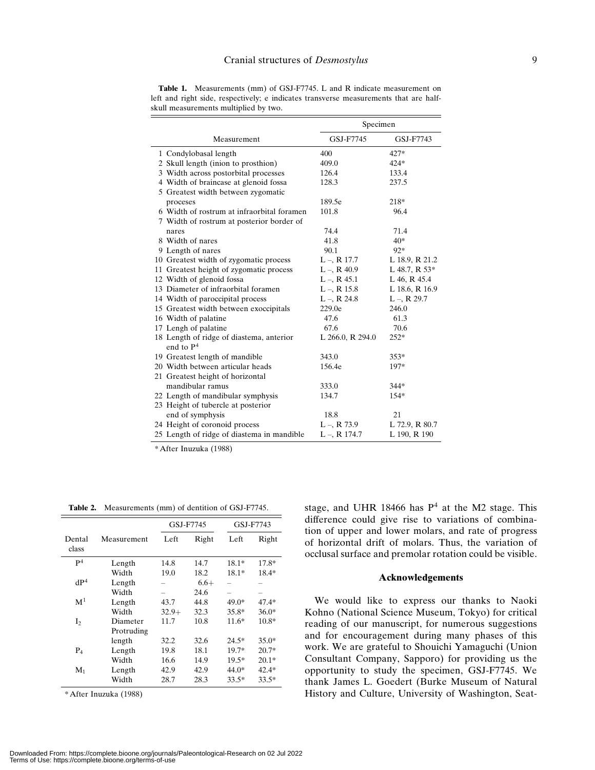**Table 1.** Measurements (mm) of GSJ-F7745. L and R indicate measurement on left and right side, respectively; e indicates transverse measurements that are half-skull measurements multiplied by two.

| Measurement | Specimen | |
|---|---|---|
| | GSJ-F7745 | GSJ-F7743 |
| 1 Condylobasal length | 400 | 427* |
| 2 Skull length (inion to prosthion) | 409.0 | 424* |
| 3 Width across postorbital processes | 126.4 | 133.4 |
| 4 Width of braincase at glenoid fossa | 128.3 | 237.5 |
| 5 Greatest width between zygomatic proceses | 189.5e | 218* |
| 6 Width of rostrum at infraorbital foramen | 101.8 | 96.4 |
| 7 Width of rostrum at posterior border of nares | 74.4 | 71.4 |
| 8 Width of nares | 41.8 | 40* |
| 9 Length of nares | 90.1 | 92* |
| 10 Greatest width of zygomatic process | L –, R 17.7 | L 18.9, R 21.2 |
| 11 Greatest height of zygomatic process | L –, R 40.9 | L 48.7, R 53* |
| 12 Width of glenoid fossa | L –, R 45.1 | L 46, R 45.4 |
| 13 Diameter of infraorbital foramen | L –, R 15.8 | L 18.6, R 16.9 |
| 14 Width of paroccipital process | L –, R 24.8 | L –, R 29.7 |
| 15 Greatest width between exoccipitals | 229.0e | 246.0 |
| 16 Width of palatine | 47.6 | 61.3 |
| 17 Lengh of palatine | 67.6 | 70.6 |
| 18 Length of ridge of diastema, anterior end to $P^4$ | L 266.0, R 294.0 | 252* |
| 19 Greatest length of mandible | 343.0 | 353* |
| 20 Width between articular heads | 156.4e | 197* |
| 21 Greatest height of horizontal mandibular ramus | 333.0 | 344* |
| 22 Length of mandibular symphysis | 134.7 | 154* |
| 23 Height of tubercle at posterior end of symphysis | 18.8 | 21 |
| 24 Height of coronoid process | L –, R 73.9 | L 72.9, R 80.7 |
| 25 Length of ridge of diastema in mandible | L –, R 174.7 | L 190, R 190 |

*After Inuzuka (1988)

**Table 2.** Measurements (mm) of dentition of GSJ-F7745.

| Dental class | Measurement | GSJ-F7745 | | GSJ-F7743 | |
|---|---|---|---|---|---|
| | | Left | Right | Left | Right |
| $P^4$ | Length | 14.8 | 14.7 | 18.1* | 17.8* |
| | Width | 19.0 | 18.2 | 18.1* | 18.4* |
| $dP^4$ | Length | – | 6.6+ | – | – |
| | Width | – | 24.6 | – | – |
| $M^1$ | Length | 43.7 | 44.8 | 49.0* | 47.4* |
| | Width | 32.9+ | 32.3 | 35.8* | 36.0* |
| $I_2$ | Diameter | 11.7 | 10.8 | 11.6* | 10.8* |
| | Protruding length | 32.2 | 32.6 | 24.5* | 35.0* |
| $P_4$ | Length | 19.8 | 18.1 | 19.7* | 20.7* |
| | Width | 16.6 | 14.9 | 19.5* | 20.1* |
| $M_1$ | Length | 42.9 | 42.9 | 44.0* | 42.4* |
| | Width | 28.7 | 28.3 | 33.5* | 33.5* |

*After Inuzuka (1988)

stage, and UHR 18466 has $P^4$ at the M2 stage. This difference could give rise to variations of combination of upper and lower molars, and rate of progress of horizontal drift of molars. Thus, the variation of occlusal surface and premolar rotation could be visible.

## Acknowledgements

We would like to express our thanks to Naoki Kohno (National Science Museum, Tokyo) for critical reading of our manuscript, for numerous suggestions and for encouragement during many phases of this work. We are grateful to Shouichi Yamaguchi (Union Consultant Company, Sapporo) for providing us the opportunity to study the specimen, GSJ-F7745. We thank James L. Goedert (Burke Museum of Natural History and Culture, University of Washington, Seat-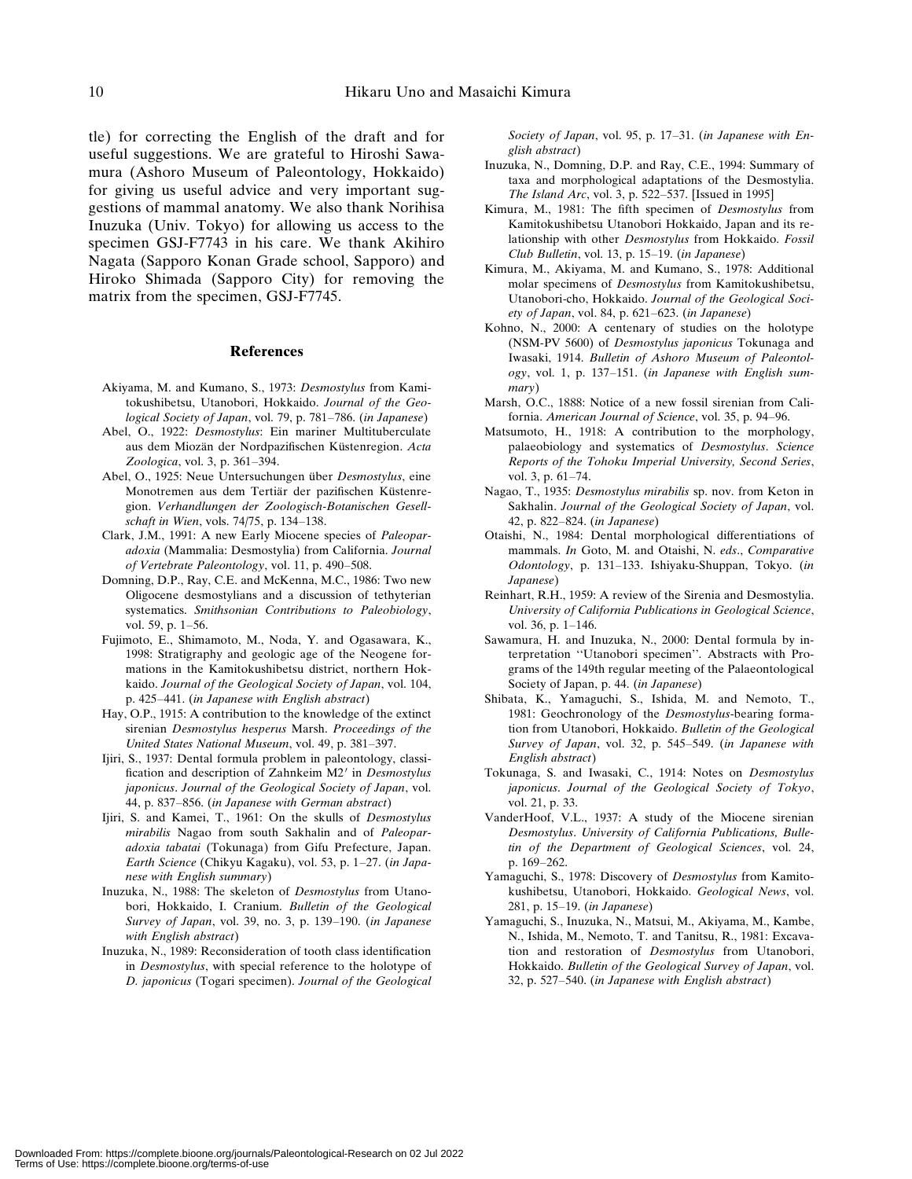tle) for correcting the English of the draft and for useful suggestions. We are grateful to Hiroshi Sawamura (Ashoro Museum of Paleontology, Hokkaido) for giving us useful advice and very important suggestions of mammal anatomy. We also thank Norihisa Inuzuka (Univ. Tokyo) for allowing us access to the specimen GSJ-F7743 in his care. We thank Akihiro Nagata (Sapporo Konan Grade school, Sapporo) and Hiroko Shimada (Sapporo City) for removing the matrix from the specimen, GSJ-F7745.

## References

Akiyama, M. and Kumano, S., 1973: *Desmostylus* from Kamitokushibetsu, Utanobori, Hokkaido. *Journal of the Geological Society of Japan*, vol. 79, p. 781–786. (*in Japanese*)

Abel, O., 1922: *Desmostylus*: Ein mariner Multituberculate aus dem Miozän der Nordpazifischen Küstenregion. *Acta Zoologica*, vol. 3, p. 361–394.

Abel, O., 1925: Neue Untersuchungen über *Desmostylus*, eine Monotremen aus dem Tertiär der pazifischen Küstenregion. *Verhandlungen der Zoologisch-Botanischen Gesellschaft in Wien*, vols. 74/75, p. 134–138.

Clark, J.M., 1991: A new Early Miocene species of *Paleoparadoxia* (Mammalia: Desmostylia) from California. *Journal of Vertebrate Paleontology*, vol. 11, p. 490–508.

Domning, D.P., Ray, C.E. and McKenna, M.C., 1986: Two new Oligocene desmostylians and a discussion of tethyterian systematics. *Smithsonian Contributions to Paleobiology*, vol. 59, p. 1–56.

Fujimoto, E., Shimamoto, M., Noda, Y. and Ogasawara, K., 1998: Stratigraphy and geologic age of the Neogene formations in the Kamitokushibetsu district, northern Hokkaido. *Journal of the Geological Society of Japan*, vol. 104, p. 425–441. (*in Japanese with English abstract*)

Hay, O.P., 1915: A contribution to the knowledge of the extinct sirenian *Desmostylus hesperus* Marsh. *Proceedings of the United States National Museum*, vol. 49, p. 381–397.

Ijiri, S., 1937: Dental formula problem in paleontology, classification and description of Zahnkeim M2′ in *Desmostylus japonicus*. *Journal of the Geological Society of Japan*, vol. 44, p. 837–856. (*in Japanese with German abstract*)

Ijiri, S. and Kamei, T., 1961: On the skulls of *Desmostylus mirabilis* Nagao from south Sakhalin and of *Paleoparadoxia tabatai* (Tokunaga) from Gifu Prefecture, Japan. *Earth Science* (Chikyu Kagaku), vol. 53, p. 1–27. (*in Japanese with English summary*)

Inuzuka, N., 1988: The skeleton of *Desmostylus* from Utanobori, Hokkaido, I. Cranium. *Bulletin of the Geological Survey of Japan*, vol. 39, no. 3, p. 139–190. (*in Japanese with English abstract*)

Inuzuka, N., 1989: Reconsideration of tooth class identification in *Desmostylus*, with special reference to the holotype of *D. japonicus* (Togari specimen). *Journal of the Geological Society of Japan*, vol. 95, p. 17–31. (*in Japanese with English abstract*)

Inuzuka, N., Domning, D.P. and Ray, C.E., 1994: Summary of taxa and morphological adaptations of the Desmostylia. *The Island Arc*, vol. 3, p. 522–537. [Issued in 1995]

Kimura, M., 1981: The fifth specimen of *Desmostylus* from Kamitokushibetsu Utanobori Hokkaido, Japan and its relationship with other *Desmostylus* from Hokkaido. *Fossil Club Bulletin*, vol. 13, p. 15–19. (*in Japanese*)

Kimura, M., Akiyama, M. and Kumano, S., 1978: Additional molar specimens of *Desmostylus* from Kamitokushibetsu, Utanobori-cho, Hokkaido. *Journal of the Geological Society of Japan*, vol. 84, p. 621–623. (*in Japanese*)

Kohno, N., 2000: A centenary of studies on the holotype (NSM-PV 5600) of *Desmostylus japonicus* Tokunaga and Iwasaki, 1914. *Bulletin of Ashoro Museum of Paleontology*, vol. 1, p. 137–151. (*in Japanese with English summary*)

Marsh, O.C., 1888: Notice of a new fossil sirenian from California. *American Journal of Science*, vol. 35, p. 94–96.

Matsumoto, H., 1918: A contribution to the morphology, palaeobiology and systematics of *Desmostylus*. *Science Reports of the Tohoku Imperial University, Second Series*, vol. 3, p. 61–74.

Nagao, T., 1935: *Desmostylus mirabilis* sp. nov. from Keton in Sakhalin. *Journal of the Geological Society of Japan*, vol. 42, p. 822–824. (*in Japanese*)

Otaishi, N., 1984: Dental morphological differentiations of mammals. *In* Goto, M. and Otaishi, N. *eds*., *Comparative Odontology*, p. 131–133. Ishiyaku-Shuppan, Tokyo. (*in Japanese*)

Reinhart, R.H., 1959: A review of the Sirenia and Desmostylia. *University of California Publications in Geological Science*, vol. 36, p. 1–146.

Sawamura, H. and Inuzuka, N., 2000: Dental formula by interpretation "Utanobori specimen". Abstracts with Programs of the 149th regular meeting of the Palaeontological Society of Japan, p. 44. (*in Japanese*)

Shibata, K., Yamaguchi, S., Ishida, M. and Nemoto, T., 1981: Geochronology of the *Desmostylus*-bearing formation from Utanobori, Hokkaido. *Bulletin of the Geological Survey of Japan*, vol. 32, p. 545–549. (*in Japanese with English abstract*)

Tokunaga, S. and Iwasaki, C., 1914: Notes on *Desmostylus japonicus*. *Journal of the Geological Society of Tokyo*, vol. 21, p. 33.

VanderHoof, V.L., 1937: A study of the Miocene sirenian *Desmostylus*. *University of California Publications, Bulletin of the Department of Geological Sciences*, vol. 24, p. 169–262.

Yamaguchi, S., 1978: Discovery of *Desmostylus* from Kamitokushibetsu, Utanobori, Hokkaido. *Geological News*, vol. 281, p. 15–19. (*in Japanese*)

Yamaguchi, S., Inuzuka, N., Matsui, M., Akiyama, M., Kambe, N., Ishida, M., Nemoto, T. and Tanitsu, R., 1981: Excavation and restoration of *Desmostylus* from Utanobori, Hokkaido. *Bulletin of the Geological Survey of Japan*, vol. 32, p. 527–540. (*in Japanese with English abstract*)